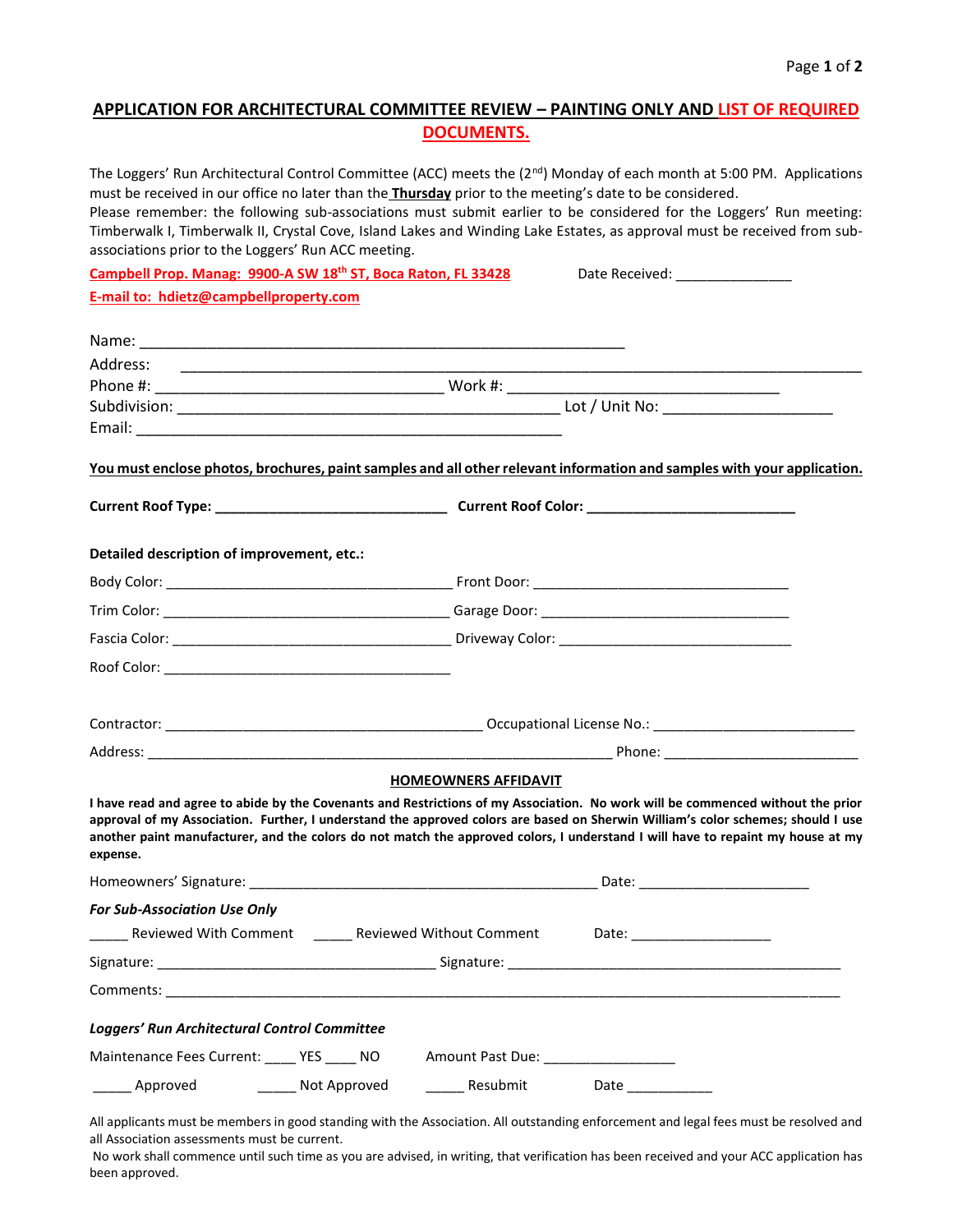## APPLICATION FOR ARCHITECTURAL COMMITTEE REVIEW – PAINTING ONLY AND LIST OF REQUIRED DOCUMENTS.

The Loggers' Run Architectural Control Committee (ACC) meets the (2nd) Monday of each month at 5:00 PM. Applications must be received in our office no later than the **Thursday** prior to the meeting's date to be considered.
Please remember: the following sub-associations must submit earlier to be considered for the Loggers' Run meeting: Timberwalk I, Timberwalk II, Crystal Cove, Island Lakes and Winding Lake Estates, as approval must be received from sub-associations prior to the Loggers' Run ACC meeting.

**Campbell Prop. Manag: 9900-A SW 18th ST, Boca Raton, FL 33428** Date Received: _______________

**E-mail to: hdietz@campbellproperty.com**

Name: ____________________________________________________________

Address: ____________________________________________________________

Phone #: ___________________________________ Work #: _________________________________

Subdivision: _______________________________________________ Lot / Unit No: ____________________

Email: ____________________________________________________

**You must enclose photos, brochures, paint samples and all other relevant information and samples with your application.**

**Current Roof Type: _____________________________ Current Roof Color: __________________________**

**Detailed description of improvement, etc.:**

Body Color: ____________________________________ Front Door: _________________________________

Trim Color: ____________________________________ Garage Door: ________________________________

Fascia Color: ___________________________________ Driveway Color: ______________________________

Roof Color: ____________________________________

Contractor: _________________________________________ Occupational License No.: __________________________

Address: ___________________________________________________________ Phone: _________________________

### HOMEOWNERS AFFIDAVIT

**I have read and agree to abide by the Covenants and Restrictions of my Association. No work will be commenced without the prior approval of my Association. Further, I understand the approved colors are based on Sherwin William's color schemes; should I use another paint manufacturer, and the colors do not match the approved colors, I understand I will have to repaint my house at my expense.**

Homeowners' Signature: ______________________________________________ Date: _____________________

***For Sub-Association Use Only***

_____ Reviewed With Comment _____ Reviewed Without Comment Date: __________________

Signature: ___________________________________ Signature: __________________________________________

Comments: ______________________________________________________________________________________

***Loggers' Run Architectural Control Committee***

Maintenance Fees Current: ____ YES ____ NO Amount Past Due: _________________

_____ Approved _____ Not Approved _____ Resubmit Date ___________

All applicants must be members in good standing with the Association. All outstanding enforcement and legal fees must be resolved and all Association assessments must be current.

No work shall commence until such time as you are advised, in writing, that verification has been received and your ACC application has been approved.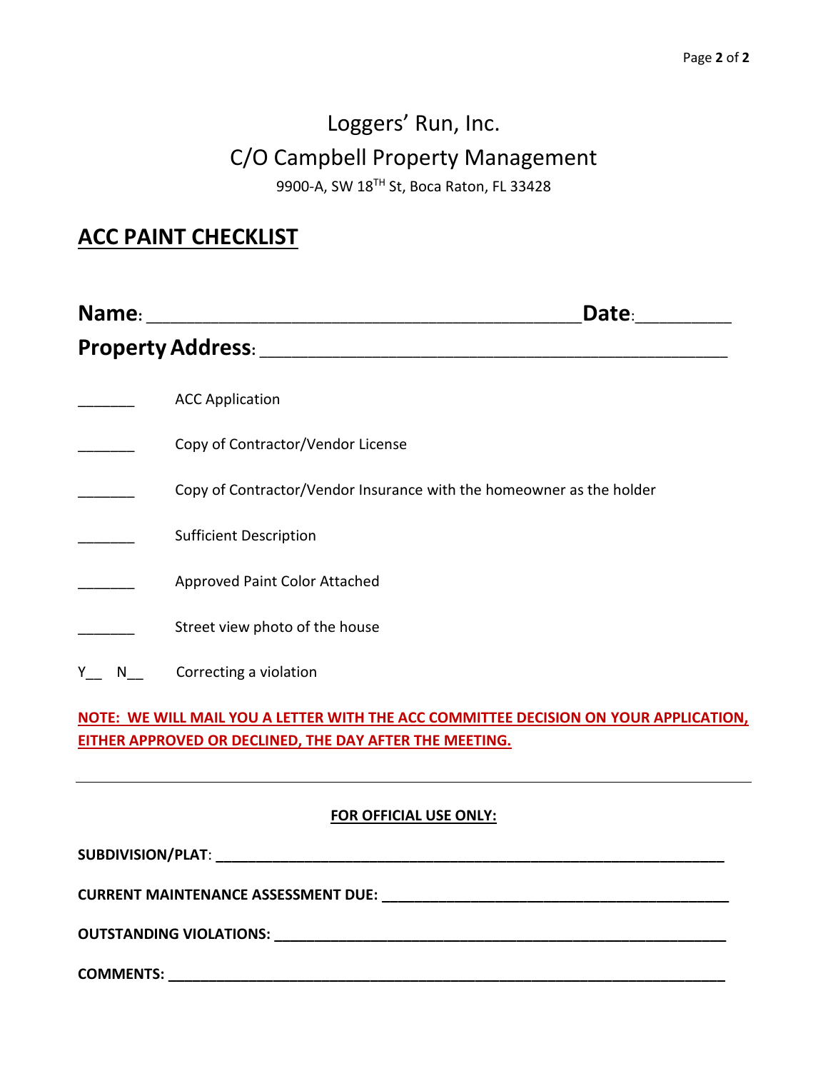Loggers' Run, Inc.

C/O Campbell Property Management

9900-A, SW 18$^{TH}$ St, Boca Raton, FL 33428

## ACC PAINT CHECKLIST

**Name**: ________________________________________ **Date**: _________

**Property Address**: ______________________________________________

_______ ACC Application

_______ Copy of Contractor/Vendor License

_______ Copy of Contractor/Vendor Insurance with the homeowner as the holder

_______ Sufficient Description

_______ Approved Paint Color Attached

_______ Street view photo of the house

Y__ N__ Correcting a violation

**NOTE: WE WILL MAIL YOU A LETTER WITH THE ACC COMMITTEE DECISION ON YOUR APPLICATION, EITHER APPROVED OR DECLINED, THE DAY AFTER THE MEETING.**

---

**FOR OFFICIAL USE ONLY:**

**SUBDIVISION/PLAT**: ______________________________________________

**CURRENT MAINTENANCE ASSESSMENT DUE**: ______________________________

**OUTSTANDING VIOLATIONS**: ________________________________________

**COMMENTS**: ____________________________________________________